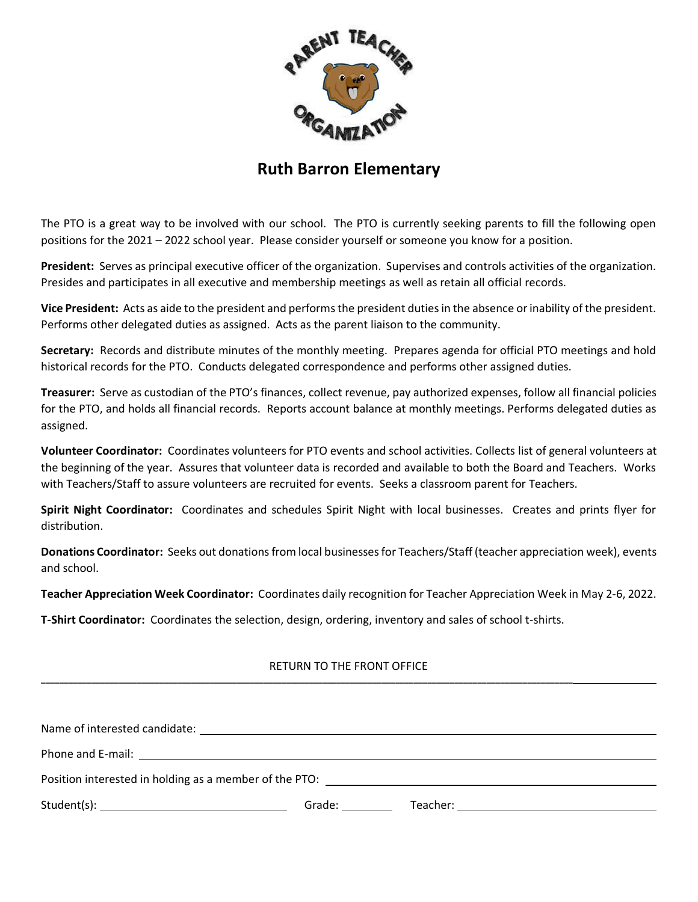# Ruth Barron Elementary

The PTO is a great way to be involved with our school. The PTO is currently seeking parents to fill the following open positions for the 2021 – 2022 school year. Please consider yourself or someone you know for a position.

**President:** Serves as principal executive officer of the organization. Supervises and controls activities of the organization. Presides and participates in all executive and membership meetings as well as retain all official records.

**Vice President:** Acts as aide to the president and performs the president duties in the absence or inability of the president. Performs other delegated duties as assigned. Acts as the parent liaison to the community.

**Secretary:** Records and distribute minutes of the monthly meeting. Prepares agenda for official PTO meetings and hold historical records for the PTO. Conducts delegated correspondence and performs other assigned duties.

**Treasurer:** Serve as custodian of the PTO's finances, collect revenue, pay authorized expenses, follow all financial policies for the PTO, and holds all financial records. Reports account balance at monthly meetings. Performs delegated duties as assigned.

**Volunteer Coordinator:** Coordinates volunteers for PTO events and school activities. Collects list of general volunteers at the beginning of the year. Assures that volunteer data is recorded and available to both the Board and Teachers. Works with Teachers/Staff to assure volunteers are recruited for events. Seeks a classroom parent for Teachers.

**Spirit Night Coordinator:** Coordinates and schedules Spirit Night with local businesses. Creates and prints flyer for distribution.

**Donations Coordinator:** Seeks out donations from local businesses for Teachers/Staff (teacher appreciation week), events and school.

**Teacher Appreciation Week Coordinator:** Coordinates daily recognition for Teacher Appreciation Week in May 2-6, 2022.

**T-Shirt Coordinator:** Coordinates the selection, design, ordering, inventory and sales of school t-shirts.

RETURN TO THE FRONT OFFICE

---

Name of interested candidate: ______________________________

Phone and E-mail: ______________________________

Position interested in holding as a member of the PTO: ______________________________

Student(s): ____________________ Grade: ________ Teacher: ____________________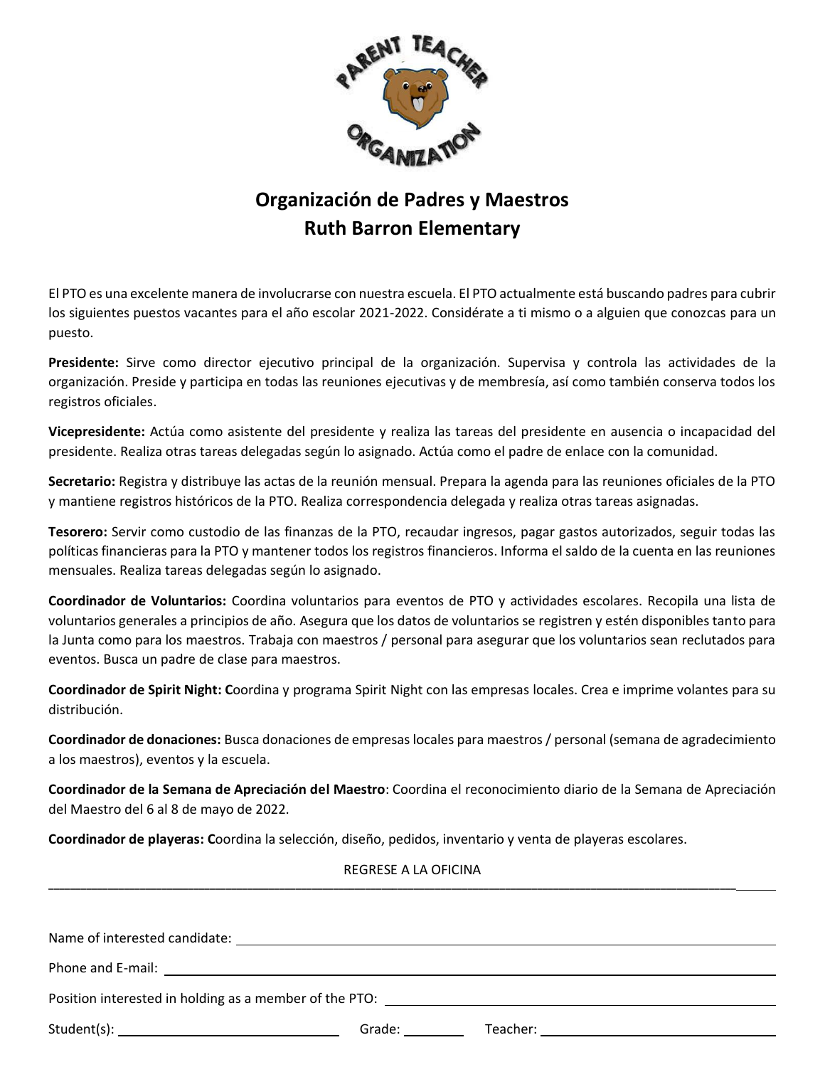# Organización de Padres y Maestros
# Ruth Barron Elementary

El PTO es una excelente manera de involucrarse con nuestra escuela. El PTO actualmente está buscando padres para cubrir los siguientes puestos vacantes para el año escolar 2021-2022. Considérate a ti mismo o a alguien que conozcas para un puesto.

**Presidente:** Sirve como director ejecutivo principal de la organización. Supervisa y controla las actividades de la organización. Preside y participa en todas las reuniones ejecutivas y de membresía, así como también conserva todos los registros oficiales.

**Vicepresidente:** Actúa como asistente del presidente y realiza las tareas del presidente en ausencia o incapacidad del presidente. Realiza otras tareas delegadas según lo asignado. Actúa como el padre de enlace con la comunidad.

**Secretario:** Registra y distribuye las actas de la reunión mensual. Prepara la agenda para las reuniones oficiales de la PTO y mantiene registros históricos de la PTO. Realiza correspondencia delegada y realiza otras tareas asignadas.

**Tesorero:** Servir como custodio de las finanzas de la PTO, recaudar ingresos, pagar gastos autorizados, seguir todas las políticas financieras para la PTO y mantener todos los registros financieros. Informa el saldo de la cuenta en las reuniones mensuales. Realiza tareas delegadas según lo asignado.

**Coordinador de Voluntarios:** Coordina voluntarios para eventos de PTO y actividades escolares. Recopila una lista de voluntarios generales a principios de año. Asegura que los datos de voluntarios se registren y estén disponibles tanto para la Junta como para los maestros. Trabaja con maestros / personal para asegurar que los voluntarios sean reclutados para eventos. Busca un padre de clase para maestros.

**Coordinador de Spirit Night: C**oordina y programa Spirit Night con las empresas locales. Crea e imprime volantes para su distribución.

**Coordinador de donaciones:** Busca donaciones de empresas locales para maestros / personal (semana de agradecimiento a los maestros), eventos y la escuela.

**Coordinador de la Semana de Apreciación del Maestro**: Coordina el reconocimiento diario de la Semana de Apreciación del Maestro del 6 al 8 de mayo de 2022.

**Coordinador de playeras: C**oordina la selección, diseño, pedidos, inventario y venta de playeras escolares.

REGRESE A LA OFICINA

---

Name of interested candidate: ______________________________

Phone and E-mail: ______________________________

Position interested in holding as a member of the PTO: ______________________________

Student(s): ______________________ Grade: __________ Teacher: ______________________